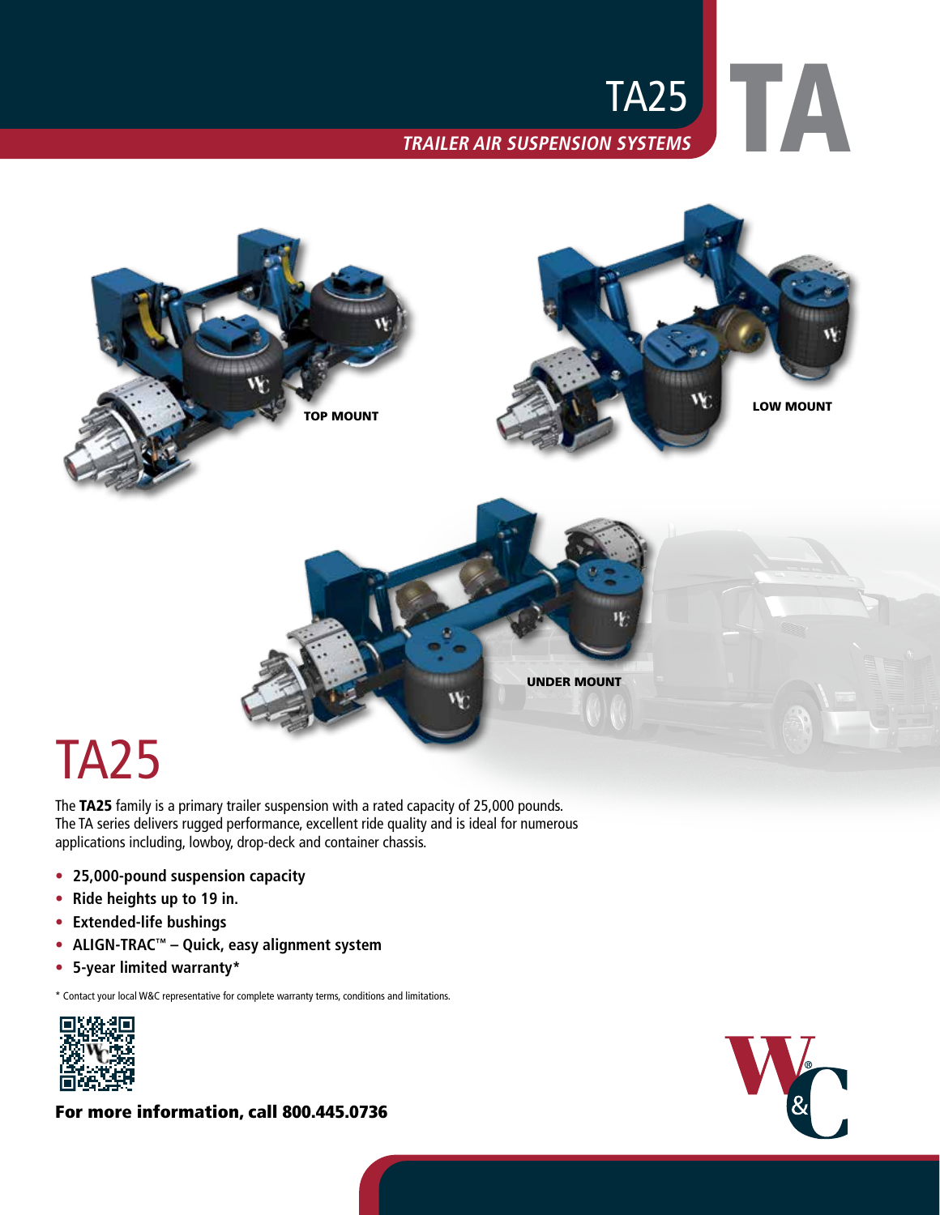# TA25

***TRAILER AIR SUSPENSION SYSTEMS***

TA

TOP MOUNT

LOW MOUNT

UNDER MOUNT

# TA25

The **TA25** family is a primary trailer suspension with a rated capacity of 25,000 pounds. The TA series delivers rugged performance, excellent ride quality and is ideal for numerous applications including, lowboy, drop-deck and container chassis.

- **25,000-pound suspension capacity**
- **Ride heights up to 19 in.**
- **Extended-life bushings**
- **ALIGN-TRAC™ – Quick, easy alignment system**
- **5-year limited warranty***

* Contact your local W&C representative for complete warranty terms, conditions and limitations.

**For more information, call 800.445.0736**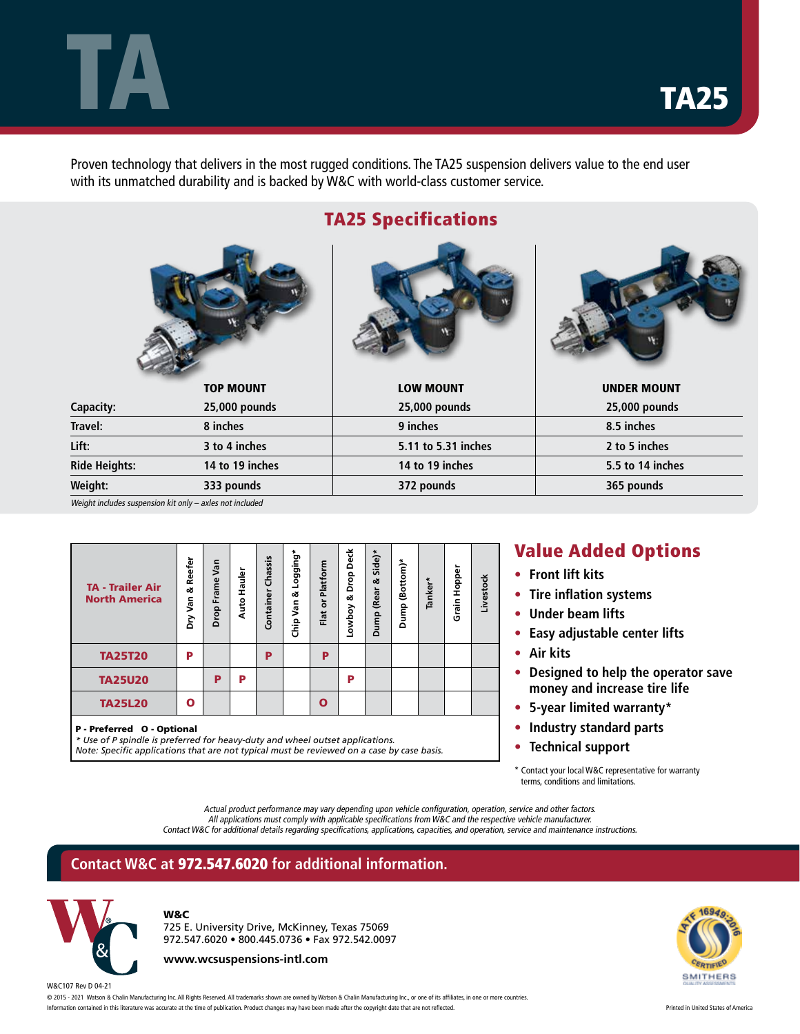# TA

## TA25

Proven technology that delivers in the most rugged conditions. The TA25 suspension delivers value to the end user with its unmatched durability and is backed by W&C with world-class customer service.

## TA25 Specifications

| | TOP MOUNT | LOW MOUNT | UNDER MOUNT |
|---|---|---|---|
| Capacity: | 25,000 pounds | 25,000 pounds | 25,000 pounds |
| Travel: | 8 inches | 9 inches | 8.5 inches |
| Lift: | 3 to 4 inches | 5.11 to 5.31 inches | 2 to 5 inches |
| Ride Heights: | 14 to 19 inches | 14 to 19 inches | 5.5 to 14 inches |
| Weight: | 333 pounds | 372 pounds | 365 pounds |

*Weight includes suspension kit only – axles not included*

| TA - Trailer Air North America | Dry Van & Reefer | Drop Frame Van | Auto Hauler | Container Chassis | Chip Van & Logging* | Flat or Platform | Lowboy & Drop Deck | Dump (Rear & Side)* | Dump (Bottom)* | Tanker* | Grain Hopper | Livestock |
|---|---|---|---|---|---|---|---|---|---|---|---|---|
| TA25T20 | P | | | P | | P | | | | | | |
| TA25U20 | | P | P | | | | P | | | | | |
| TA25L20 | O | | | | | O | | | | | | |

**P - Preferred O - Optional**

*\* Use of P spindle is preferred for heavy-duty and wheel outset applications.*
*Note: Specific applications that are not typical must be reviewed on a case by case basis.*

## Value Added Options

- Front lift kits
- Tire inflation systems
- Under beam lifts
- Easy adjustable center lifts
- Air kits
- Designed to help the operator save money and increase tire life
- 5-year limited warranty*
- Industry standard parts
- Technical support

\* Contact your local W&C representative for warranty terms, conditions and limitations.

*Actual product performance may vary depending upon vehicle configuration, operation, service and other factors.*
*All applications must comply with applicable specifications from W&C and the respective vehicle manufacturer.*
*Contact W&C for additional details regarding specifications, applications, capacities, and operation, service and maintenance instructions.*

**Contact W&C at 972.547.6020 for additional information.**

**W&C**
725 E. University Drive, McKinney, Texas 75069
972.547.6020 • 800.445.0736 • Fax 972.542.0097

**www.wcsuspensions-intl.com**

IATF 16949:2016 CERTIFIED SMITHERS

W&C107 Rev D 04-21

© 2015 - 2021 Watson & Chalin Manufacturing Inc. All Rights Reserved. All trademarks shown are owned by Watson & Chalin Manufacturing Inc., or one of its affiliates, in one or more countries.
Information contained in this literature was accurate at the time of publication. Product changes may have been made after the copyright date that are not reflected.

Printed in United States of America